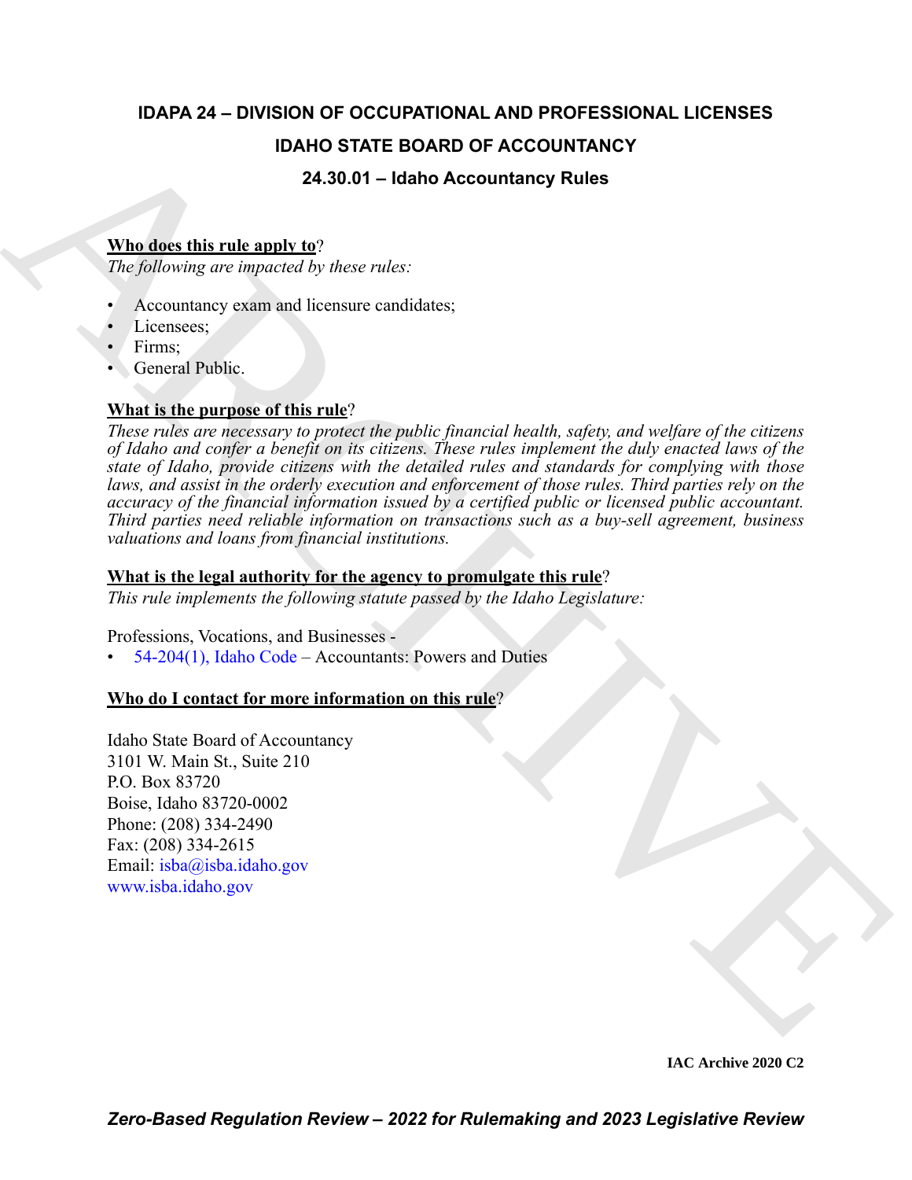# IDAPA 24 – DIVISION OF OCCUPATIONAL AND PROFESSIONAL LICENSES

## IDAHO STATE BOARD OF ACCOUNTANCY

## 24.30.01 – Idaho Accountancy Rules

**Who does this rule apply to**?

*The following are impacted by these rules:*

- Accountancy exam and licensure candidates;
- Licensees;
- Firms;
- General Public.

**What is the purpose of this rule**?

*These rules are necessary to protect the public financial health, safety, and welfare of the citizens of Idaho and confer a benefit on its citizens. These rules implement the duly enacted laws of the state of Idaho, provide citizens with the detailed rules and standards for complying with those laws, and assist in the orderly execution and enforcement of those rules. Third parties rely on the accuracy of the financial information issued by a certified public or licensed public accountant. Third parties need reliable information on transactions such as a buy-sell agreement, business valuations and loans from financial institutions.*

**What is the legal authority for the agency to promulgate this rule**?

*This rule implements the following statute passed by the Idaho Legislature:*

Professions, Vocations, and Businesses -

- 54-204(1), Idaho Code – Accountants: Powers and Duties

**Who do I contact for more information on this rule**?

Idaho State Board of Accountancy
3101 W. Main St., Suite 210
P.O. Box 83720
Boise, Idaho 83720-0002
Phone: (208) 334-2490
Fax: (208) 334-2615
Email: isba@isba.idaho.gov
www.isba.idaho.gov

**IAC Archive 2020 C2**

***Zero-Based Regulation Review – 2022 for Rulemaking and 2023 Legislative Review***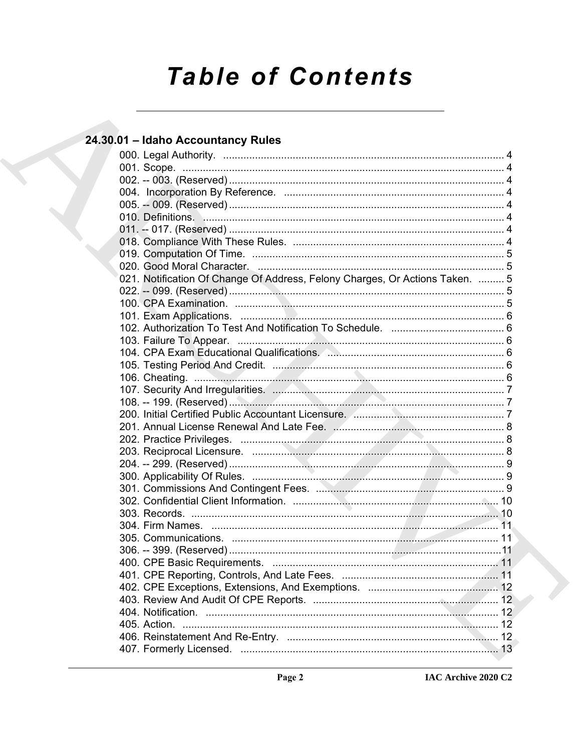# Table of Contents

## 24.30.01 – Idaho Accountancy Rules

000. Legal Authority. .......... 4
001. Scope. .......... 4
002. -- 003. (Reserved) .......... 4
004. Incorporation By Reference. .......... 4
005. -- 009. (Reserved) .......... 4
010. Definitions. .......... 4
011. -- 017. (Reserved) .......... 4
018. Compliance With These Rules. .......... 4
019. Computation Of Time. .......... 5
020. Good Moral Character. .......... 5
021. Notification Of Change Of Address, Felony Charges, Or Actions Taken. .......... 5
022. -- 099. (Reserved) .......... 5
100. CPA Examination. .......... 5
101. Exam Applications. .......... 6
102. Authorization To Test And Notification To Schedule. .......... 6
103. Failure To Appear. .......... 6
104. CPA Exam Educational Qualifications. .......... 6
105. Testing Period And Credit. .......... 6
106. Cheating. .......... 6
107. Security And Irregularities. .......... 7
108. -- 199. (Reserved) .......... 7
200. Initial Certified Public Accountant Licensure. .......... 7
201. Annual License Renewal And Late Fee. .......... 8
202. Practice Privileges. .......... 8
203. Reciprocal Licensure. .......... 8
204. -- 299. (Reserved) .......... 9
300. Applicability Of Rules. .......... 9
301. Commissions And Contingent Fees. .......... 9
302. Confidential Client Information. .......... 10
303. Records. .......... 10
304. Firm Names. .......... 11
305. Communications. .......... 11
306. -- 399. (Reserved) .......... 11
400. CPE Basic Requirements. .......... 11
401. CPE Reporting, Controls, And Late Fees. .......... 11
402. CPE Exceptions, Extensions, And Exemptions. .......... 12
403. Review And Audit Of CPE Reports. .......... 12
404. Notification. .......... 12
405. Action. .......... 12
406. Reinstatement And Re-Entry. .......... 12
407. Formerly Licensed. .......... 13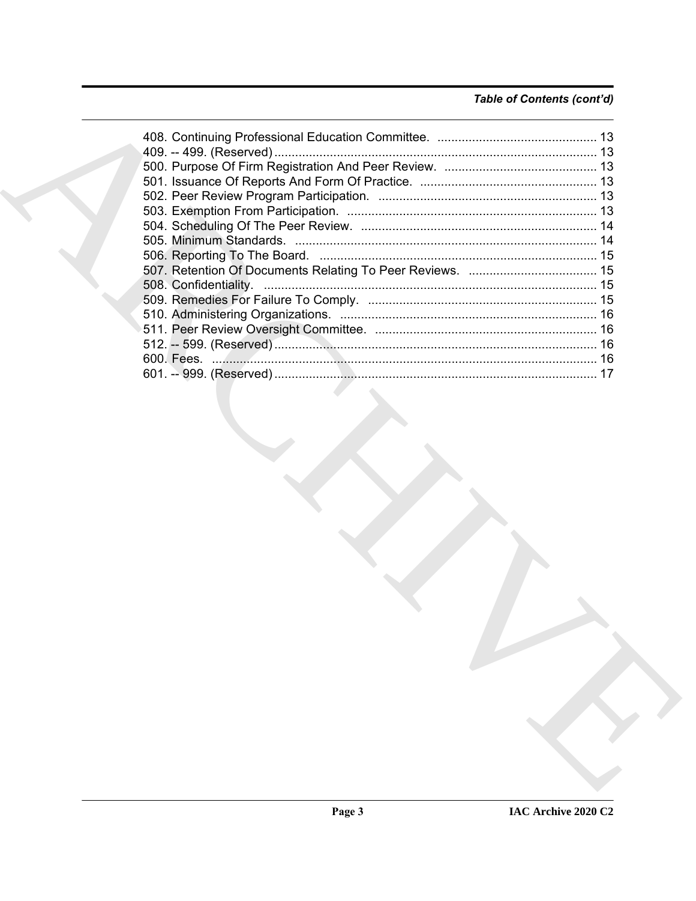*Table of Contents (cont'd)*

408. Continuing Professional Education Committee. .............................................. 13
409. -- 499. (Reserved) ............................................................................................ 13
500. Purpose Of Firm Registration And Peer Review. ............................................ 13
501. Issuance Of Reports And Form Of Practice. ................................................... 13
502. Peer Review Program Participation. ............................................................... 13
503. Exemption From Participation. ........................................................................ 13
504. Scheduling Of The Peer Review. .................................................................... 14
505. Minimum Standards. ....................................................................................... 14
506. Reporting To The Board. ................................................................................ 15
507. Retention Of Documents Relating To Peer Reviews. ..................................... 15
508. Confidentiality. ................................................................................................ 15
509. Remedies For Failure To Comply. .................................................................. 15
510. Administering Organizations. .......................................................................... 16
511. Peer Review Oversight Committee. ................................................................ 16
512. -- 599. (Reserved) ............................................................................................ 16
600. Fees. ............................................................................................................... 16
601. -- 999. (Reserved) ............................................................................................ 17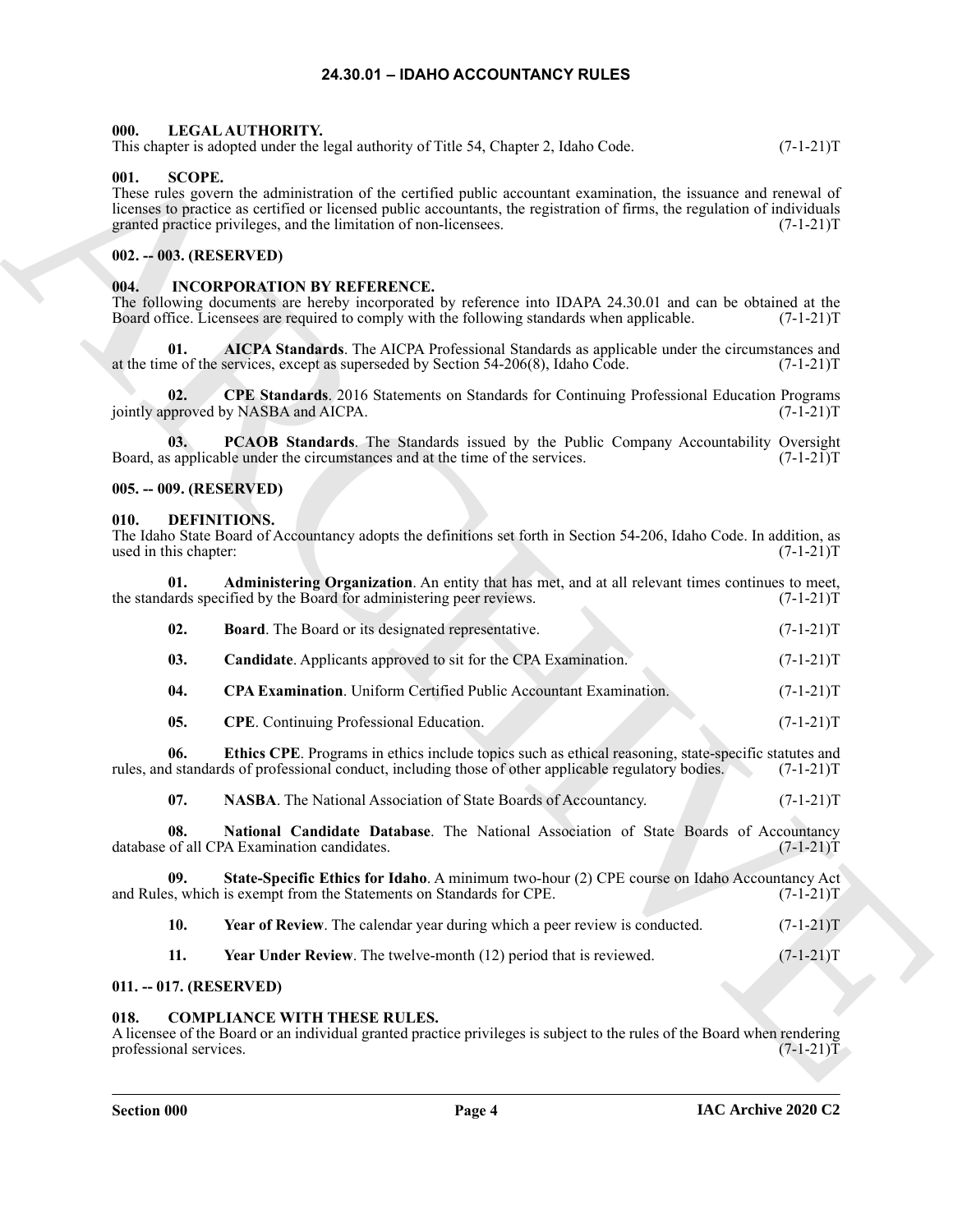## 24.30.01 – IDAHO ACCOUNTANCY RULES

### 000. LEGAL AUTHORITY.

This chapter is adopted under the legal authority of Title 54, Chapter 2, Idaho Code. (7-1-21)T

### 001. SCOPE.

These rules govern the administration of the certified public accountant examination, the issuance and renewal of licenses to practice as certified or licensed public accountants, the registration of firms, the regulation of individuals granted practice privileges, and the limitation of non-licensees. (7-1-21)T

### 002. -- 003. (RESERVED)

### 004. INCORPORATION BY REFERENCE.

The following documents are hereby incorporated by reference into IDAPA 24.30.01 and can be obtained at the Board office. Licensees are required to comply with the following standards when applicable. (7-1-21)T

**01. AICPA Standards**. The AICPA Professional Standards as applicable under the circumstances and at the time of the services, except as superseded by Section 54-206(8), Idaho Code. (7-1-21)T

**02. CPE Standards**. 2016 Statements on Standards for Continuing Professional Education Programs jointly approved by NASBA and AICPA. (7-1-21)T

**03. PCAOB Standards**. The Standards issued by the Public Company Accountability Oversight Board, as applicable under the circumstances and at the time of the services. (7-1-21)T

### 005. -- 009. (RESERVED)

### 010. DEFINITIONS.

The Idaho State Board of Accountancy adopts the definitions set forth in Section 54-206, Idaho Code. In addition, as used in this chapter: (7-1-21)T

**01. Administering Organization**. An entity that has met, and at all relevant times continues to meet, the standards specified by the Board for administering peer reviews. (7-1-21)T

**02. Board**. The Board or its designated representative. (7-1-21)T

**03. Candidate**. Applicants approved to sit for the CPA Examination. (7-1-21)T

**04. CPA Examination**. Uniform Certified Public Accountant Examination. (7-1-21)T

**05. CPE**. Continuing Professional Education. (7-1-21)T

**06. Ethics CPE**. Programs in ethics include topics such as ethical reasoning, state-specific statutes and rules, and standards of professional conduct, including those of other applicable regulatory bodies. (7-1-21)T

**07. NASBA**. The National Association of State Boards of Accountancy. (7-1-21)T

**08. National Candidate Database**. The National Association of State Boards of Accountancy database of all CPA Examination candidates. (7-1-21)T

**09. State-Specific Ethics for Idaho**. A minimum two-hour (2) CPE course on Idaho Accountancy Act and Rules, which is exempt from the Statements on Standards for CPE. (7-1-21)T

**10. Year of Review**. The calendar year during which a peer review is conducted. (7-1-21)T

**11. Year Under Review**. The twelve-month (12) period that is reviewed. (7-1-21)T

### 011. -- 017. (RESERVED)

### 018. COMPLIANCE WITH THESE RULES.

A licensee of the Board or an individual granted practice privileges is subject to the rules of the Board when rendering professional services. (7-1-21)T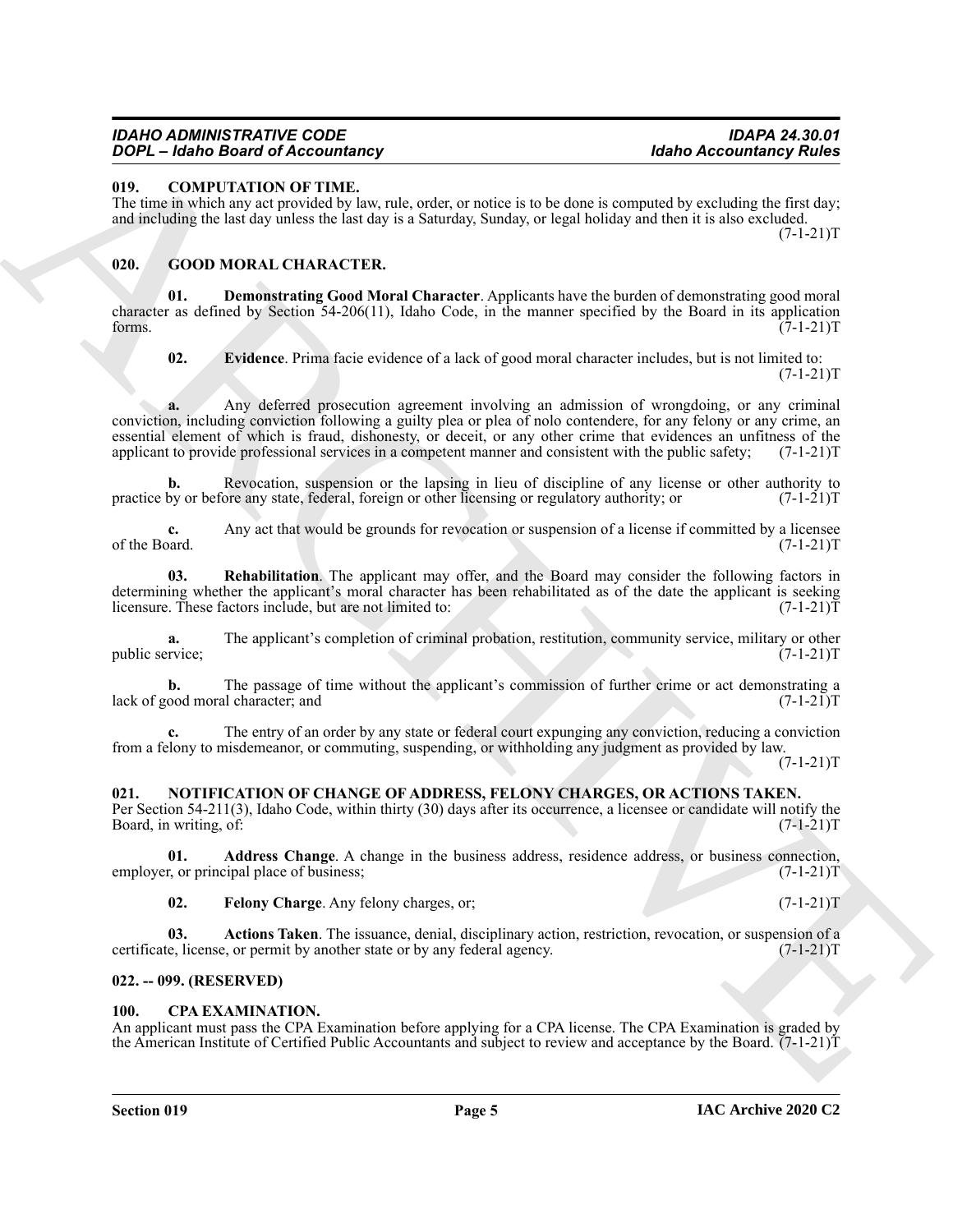### 019. COMPUTATION OF TIME.

The time in which any act provided by law, rule, order, or notice is to be done is computed by excluding the first day; and including the last day unless the last day is a Saturday, Sunday, or legal holiday and then it is also excluded. (7-1-21)T

### 020. GOOD MORAL CHARACTER.

**01. Demonstrating Good Moral Character**. Applicants have the burden of demonstrating good moral character as defined by Section 54-206(11), Idaho Code, in the manner specified by the Board in its application forms. (7-1-21)T

**02. Evidence**. Prima facie evidence of a lack of good moral character includes, but is not limited to: (7-1-21)T

**a.** Any deferred prosecution agreement involving an admission of wrongdoing, or any criminal conviction, including conviction following a guilty plea or plea of nolo contendere, for any felony or any crime, an essential element of which is fraud, dishonesty, or deceit, or any other crime that evidences an unfitness of the applicant to provide professional services in a competent manner and consistent with the public safety; (7-1-21)T

**b.** Revocation, suspension or the lapsing in lieu of discipline of any license or other authority to practice by or before any state, federal, foreign or other licensing or regulatory authority; or (7-1-21)T

**c.** Any act that would be grounds for revocation or suspension of a license if committed by a licensee of the Board. (7-1-21)T

**03. Rehabilitation**. The applicant may offer, and the Board may consider the following factors in determining whether the applicant's moral character has been rehabilitated as of the date the applicant is seeking licensure. These factors include, but are not limited to: (7-1-21)T

**a.** The applicant's completion of criminal probation, restitution, community service, military or other public service; (7-1-21)T

**b.** The passage of time without the applicant's commission of further crime or act demonstrating a lack of good moral character; and (7-1-21)T

**c.** The entry of an order by any state or federal court expunging any conviction, reducing a conviction from a felony to misdemeanor, or commuting, suspending, or withholding any judgment as provided by law. (7-1-21)T

### 021. NOTIFICATION OF CHANGE OF ADDRESS, FELONY CHARGES, OR ACTIONS TAKEN.

Per Section 54-211(3), Idaho Code, within thirty (30) days after its occurrence, a licensee or candidate will notify the Board, in writing, of: (7-1-21)T

**01. Address Change**. A change in the business address, residence address, or business connection, employer, or principal place of business; (7-1-21)T

**02. Felony Charge**. Any felony charges, or; (7-1-21)T

**03. Actions Taken**. The issuance, denial, disciplinary action, restriction, revocation, or suspension of a certificate, license, or permit by another state or by any federal agency. (7-1-21)T

### 022. -- 099. (RESERVED)

### 100. CPA EXAMINATION.

An applicant must pass the CPA Examination before applying for a CPA license. The CPA Examination is graded by the American Institute of Certified Public Accountants and subject to review and acceptance by the Board. (7-1-21)T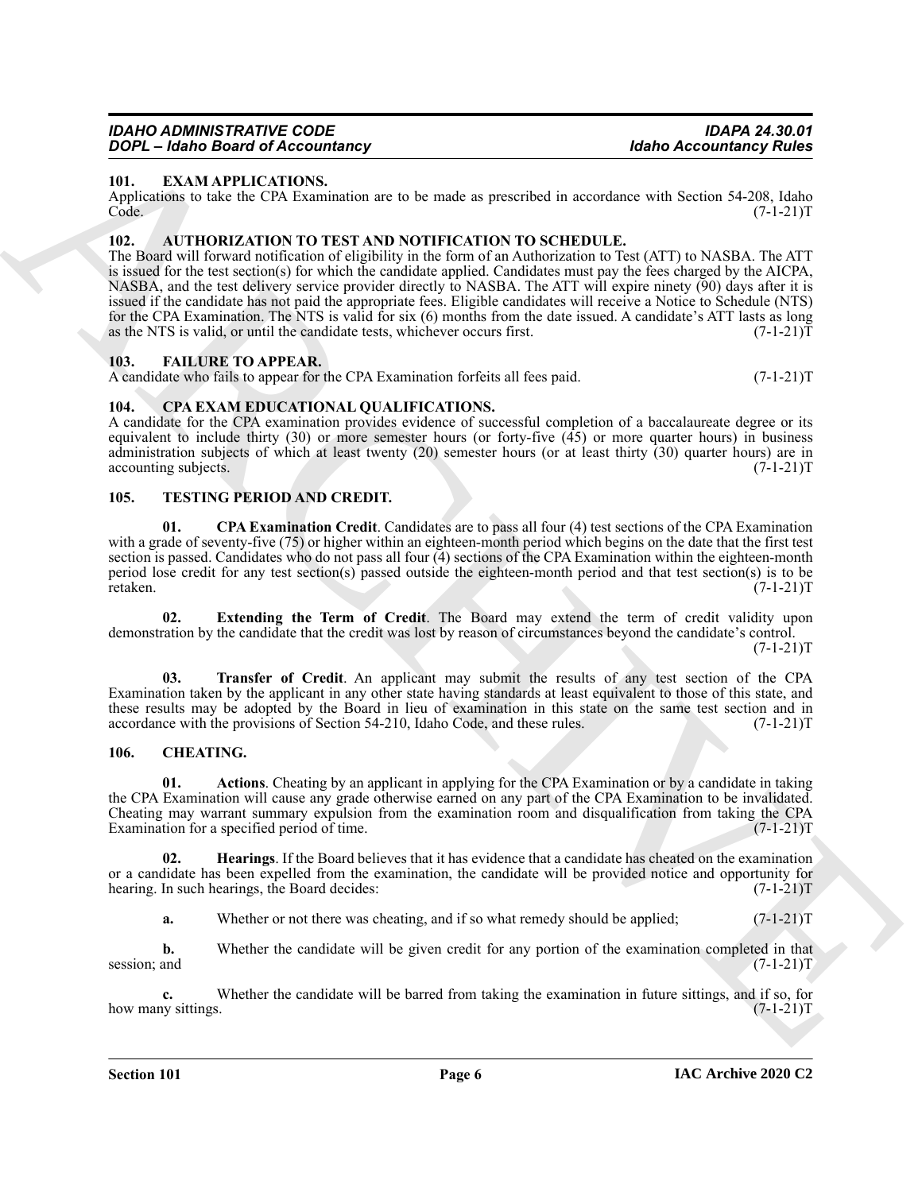## 101. EXAM APPLICATIONS.

Applications to take the CPA Examination are to be made as prescribed in accordance with Section 54-208, Idaho Code. (7-1-21)T

## 102. AUTHORIZATION TO TEST AND NOTIFICATION TO SCHEDULE.

The Board will forward notification of eligibility in the form of an Authorization to Test (ATT) to NASBA. The ATT is issued for the test section(s) for which the candidate applied. Candidates must pay the fees charged by the AICPA, NASBA, and the test delivery service provider directly to NASBA. The ATT will expire ninety (90) days after it is issued if the candidate has not paid the appropriate fees. Eligible candidates will receive a Notice to Schedule (NTS) for the CPA Examination. The NTS is valid for six (6) months from the date issued. A candidate's ATT lasts as long as the NTS is valid, or until the candidate tests, whichever occurs first. (7-1-21)T

## 103. FAILURE TO APPEAR.

A candidate who fails to appear for the CPA Examination forfeits all fees paid. (7-1-21)T

## 104. CPA EXAM EDUCATIONAL QUALIFICATIONS.

A candidate for the CPA examination provides evidence of successful completion of a baccalaureate degree or its equivalent to include thirty (30) or more semester hours (or forty-five (45) or more quarter hours) in business administration subjects of which at least twenty (20) semester hours (or at least thirty (30) quarter hours) are in accounting subjects. (7-1-21)T

## 105. TESTING PERIOD AND CREDIT.

**01. CPA Examination Credit**. Candidates are to pass all four (4) test sections of the CPA Examination with a grade of seventy-five (75) or higher within an eighteen-month period which begins on the date that the first test section is passed. Candidates who do not pass all four (4) sections of the CPA Examination within the eighteen-month period lose credit for any test section(s) passed outside the eighteen-month period and that test section(s) is to be retaken. (7-1-21)T

**02. Extending the Term of Credit**. The Board may extend the term of credit validity upon demonstration by the candidate that the credit was lost by reason of circumstances beyond the candidate's control. (7-1-21)T

**03. Transfer of Credit**. An applicant may submit the results of any test section of the CPA Examination taken by the applicant in any other state having standards at least equivalent to those of this state, and these results may be adopted by the Board in lieu of examination in this state on the same test section and in accordance with the provisions of Section 54-210, Idaho Code, and these rules. (7-1-21)T

## 106. CHEATING.

**01. Actions**. Cheating by an applicant in applying for the CPA Examination or by a candidate in taking the CPA Examination will cause any grade otherwise earned on any part of the CPA Examination to be invalidated. Cheating may warrant summary expulsion from the examination room and disqualification from taking the CPA Examination for a specified period of time. (7-1-21)T

**02. Hearings**. If the Board believes that it has evidence that a candidate has cheated on the examination or a candidate has been expelled from the examination, the candidate will be provided notice and opportunity for hearing. In such hearings, the Board decides: (7-1-21)T

**a.** Whether or not there was cheating, and if so what remedy should be applied; (7-1-21)T

**b.** Whether the candidate will be given credit for any portion of the examination completed in that session; and (7-1-21)T

**c.** Whether the candidate will be barred from taking the examination in future sittings, and if so, for how many sittings. (7-1-21)T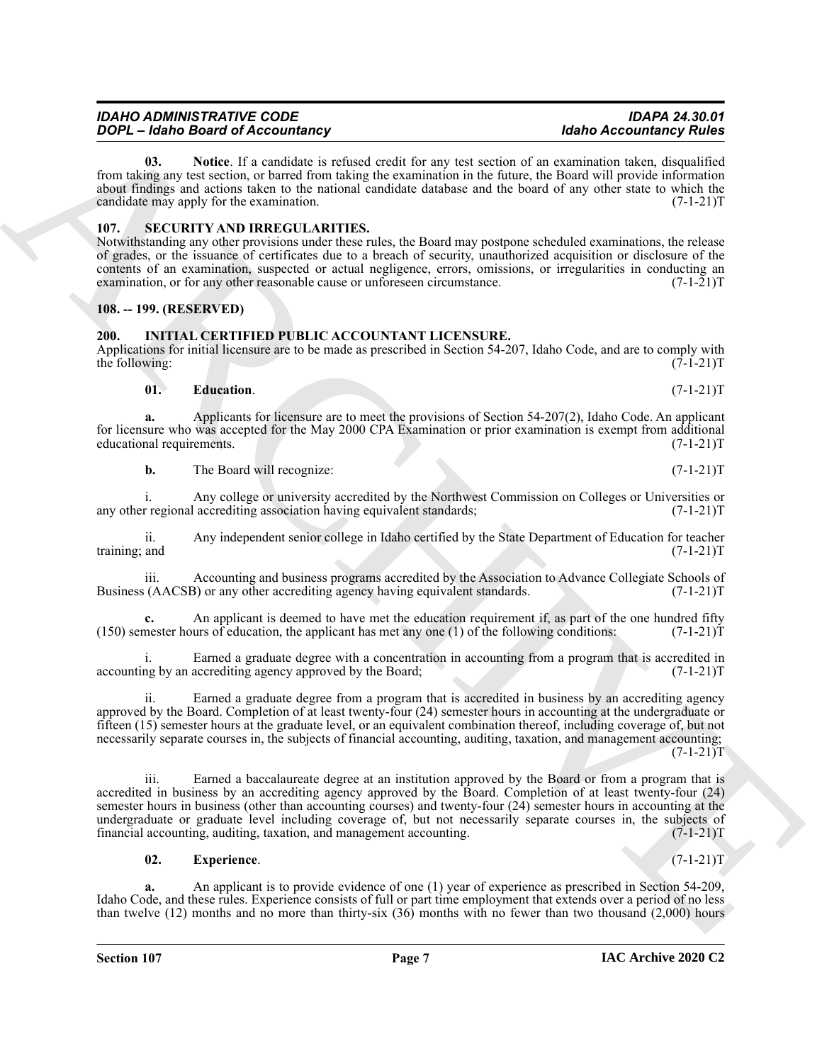**03. Notice**. If a candidate is refused credit for any test section of an examination taken, disqualified from taking any test section, or barred from taking the examination in the future, the Board will provide information about findings and actions taken to the national candidate database and the board of any other state to which the candidate may apply for the examination. (7-1-21)T

### 107. SECURITY AND IRREGULARITIES.

Notwithstanding any other provisions under these rules, the Board may postpone scheduled examinations, the release of grades, or the issuance of certificates due to a breach of security, unauthorized acquisition or disclosure of the contents of an examination, suspected or actual negligence, errors, omissions, or irregularities in conducting an examination, or for any other reasonable cause or unforeseen circumstance. (7-1-21)T

### 108. -- 199. (RESERVED)

### 200. INITIAL CERTIFIED PUBLIC ACCOUNTANT LICENSURE.

Applications for initial licensure are to be made as prescribed in Section 54-207, Idaho Code, and are to comply with the following: (7-1-21)T

**01. Education**. (7-1-21)T

**a.** Applicants for licensure are to meet the provisions of Section 54-207(2), Idaho Code. An applicant for licensure who was accepted for the May 2000 CPA Examination or prior examination is exempt from additional educational requirements. (7-1-21)T

**b.** The Board will recognize: (7-1-21)T

i. Any college or university accredited by the Northwest Commission on Colleges or Universities or any other regional accrediting association having equivalent standards; (7-1-21)T

ii. Any independent senior college in Idaho certified by the State Department of Education for teacher training; and (7-1-21)T

iii. Accounting and business programs accredited by the Association to Advance Collegiate Schools of Business (AACSB) or any other accrediting agency having equivalent standards. (7-1-21)T

**c.** An applicant is deemed to have met the education requirement if, as part of the one hundred fifty (150) semester hours of education, the applicant has met any one (1) of the following conditions: (7-1-21)T

i. Earned a graduate degree with a concentration in accounting from a program that is accredited in accounting by an accrediting agency approved by the Board; (7-1-21)T

ii. Earned a graduate degree from a program that is accredited in business by an accrediting agency approved by the Board. Completion of at least twenty-four (24) semester hours in accounting at the undergraduate or fifteen (15) semester hours at the graduate level, or an equivalent combination thereof, including coverage of, but not necessarily separate courses in, the subjects of financial accounting, auditing, taxation, and management accounting; (7-1-21)T

iii. Earned a baccalaureate degree at an institution approved by the Board or from a program that is accredited in business by an accrediting agency approved by the Board. Completion of at least twenty-four (24) semester hours in business (other than accounting courses) and twenty-four (24) semester hours in accounting at the undergraduate or graduate level including coverage of, but not necessarily separate courses in, the subjects of financial accounting, auditing, taxation, and management accounting. (7-1-21)T

**02. Experience**. (7-1-21)T

**a.** An applicant is to provide evidence of one (1) year of experience as prescribed in Section 54-209, Idaho Code, and these rules. Experience consists of full or part time employment that extends over a period of no less than twelve (12) months and no more than thirty-six (36) months with no fewer than two thousand (2,000) hours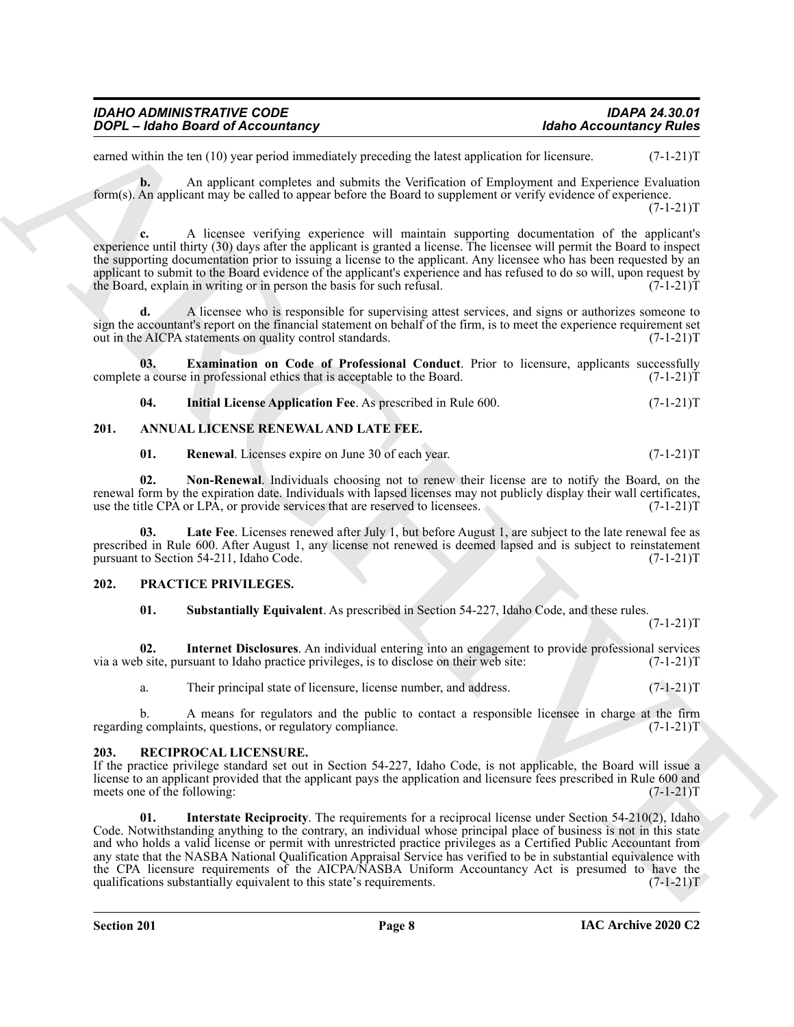earned within the ten (10) year period immediately preceding the latest application for licensure. (7-1-21)T

**b.** An applicant completes and submits the Verification of Employment and Experience Evaluation form(s). An applicant may be called to appear before the Board to supplement or verify evidence of experience. (7-1-21)T

**c.** A licensee verifying experience will maintain supporting documentation of the applicant's experience until thirty (30) days after the applicant is granted a license. The licensee will permit the Board to inspect the supporting documentation prior to issuing a license to the applicant. Any licensee who has been requested by an applicant to submit to the Board evidence of the applicant's experience and has refused to do so will, upon request by the Board, explain in writing or in person the basis for such refusal. (7-1-21)T

**d.** A licensee who is responsible for supervising attest services, and signs or authorizes someone to sign the accountant's report on the financial statement on behalf of the firm, is to meet the experience requirement set out in the AICPA statements on quality control standards. (7-1-21)T

**03. Examination on Code of Professional Conduct**. Prior to licensure, applicants successfully complete a course in professional ethics that is acceptable to the Board. (7-1-21)T

**04. Initial License Application Fee**. As prescribed in Rule 600. (7-1-21)T

## 201. ANNUAL LICENSE RENEWAL AND LATE FEE.

**01. Renewal**. Licenses expire on June 30 of each year. (7-1-21)T

**02. Non-Renewal**. Individuals choosing not to renew their license are to notify the Board, on the renewal form by the expiration date. Individuals with lapsed licenses may not publicly display their wall certificates, use the title CPA or LPA, or provide services that are reserved to licensees. (7-1-21)T

**03. Late Fee**. Licenses renewed after July 1, but before August 1, are subject to the late renewal fee as prescribed in Rule 600. After August 1, any license not renewed is deemed lapsed and is subject to reinstatement pursuant to Section 54-211, Idaho Code. (7-1-21)T

## 202. PRACTICE PRIVILEGES.

**01. Substantially Equivalent**. As prescribed in Section 54-227, Idaho Code, and these rules. (7-1-21)T

**02. Internet Disclosures**. An individual entering into an engagement to provide professional services via a web site, pursuant to Idaho practice privileges, is to disclose on their web site: (7-1-21)T

a. Their principal state of licensure, license number, and address. (7-1-21)T

b. A means for regulators and the public to contact a responsible licensee in charge at the firm regarding complaints, questions, or regulatory compliance. (7-1-21)T

## 203. RECIPROCAL LICENSURE.

If the practice privilege standard set out in Section 54-227, Idaho Code, is not applicable, the Board will issue a license to an applicant provided that the applicant pays the application and licensure fees prescribed in Rule 600 and meets one of the following: (7-1-21)T

**01. Interstate Reciprocity**. The requirements for a reciprocal license under Section 54-210(2), Idaho Code. Notwithstanding anything to the contrary, an individual whose principal place of business is not in this state and who holds a valid license or permit with unrestricted practice privileges as a Certified Public Accountant from any state that the NASBA National Qualification Appraisal Service has verified to be in substantial equivalence with the CPA licensure requirements of the AICPA/NASBA Uniform Accountancy Act is presumed to have the qualifications substantially equivalent to this state's requirements. (7-1-21)T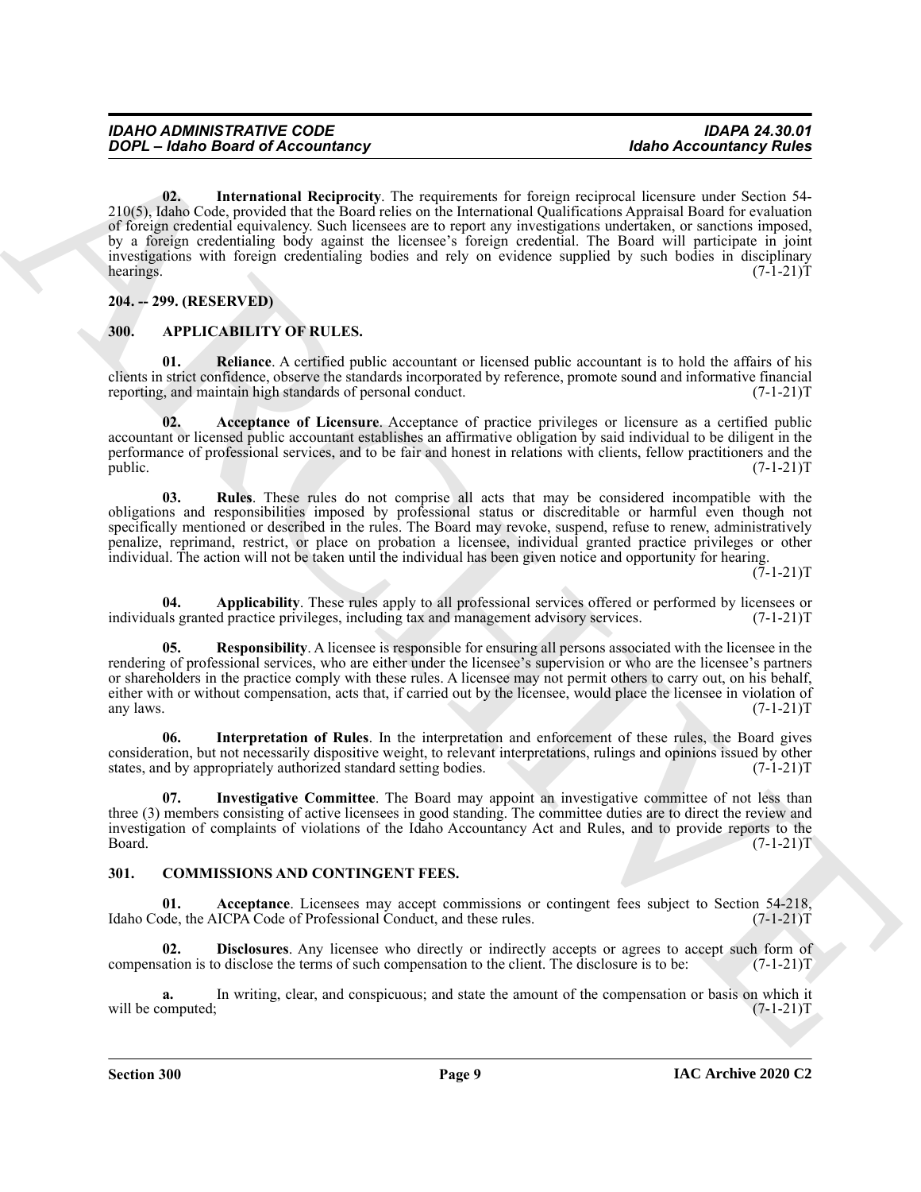**02. International Reciprocity**. The requirements for foreign reciprocal licensure under Section 54-210(5), Idaho Code, provided that the Board relies on the International Qualifications Appraisal Board for evaluation of foreign credential equivalency. Such licensees are to report any investigations undertaken, or sanctions imposed, by a foreign credentialing body against the licensee's foreign credential. The Board will participate in joint investigations with foreign credentialing bodies and rely on evidence supplied by such bodies in disciplinary hearings. (7-1-21)T

## 204. -- 299. (RESERVED)

## 300. APPLICABILITY OF RULES.

**01. Reliance**. A certified public accountant or licensed public accountant is to hold the affairs of his clients in strict confidence, observe the standards incorporated by reference, promote sound and informative financial reporting, and maintain high standards of personal conduct. (7-1-21)T

**02. Acceptance of Licensure**. Acceptance of practice privileges or licensure as a certified public accountant or licensed public accountant establishes an affirmative obligation by said individual to be diligent in the performance of professional services, and to be fair and honest in relations with clients, fellow practitioners and the public. (7-1-21)T

**03. Rules**. These rules do not comprise all acts that may be considered incompatible with the obligations and responsibilities imposed by professional status or discreditable or harmful even though not specifically mentioned or described in the rules. The Board may revoke, suspend, refuse to renew, administratively penalize, reprimand, restrict, or place on probation a licensee, individual granted practice privileges or other individual. The action will not be taken until the individual has been given notice and opportunity for hearing. (7-1-21)T

**04. Applicability**. These rules apply to all professional services offered or performed by licensees or individuals granted practice privileges, including tax and management advisory services. (7-1-21)T

**05. Responsibility**. A licensee is responsible for ensuring all persons associated with the licensee in the rendering of professional services, who are either under the licensee's supervision or who are the licensee's partners or shareholders in the practice comply with these rules. A licensee may not permit others to carry out, on his behalf, either with or without compensation, acts that, if carried out by the licensee, would place the licensee in violation of any laws. (7-1-21)T

**06. Interpretation of Rules**. In the interpretation and enforcement of these rules, the Board gives consideration, but not necessarily dispositive weight, to relevant interpretations, rulings and opinions issued by other states, and by appropriately authorized standard setting bodies. (7-1-21)T

**07. Investigative Committee**. The Board may appoint an investigative committee of not less than three (3) members consisting of active licensees in good standing. The committee duties are to direct the review and investigation of complaints of violations of the Idaho Accountancy Act and Rules, and to provide reports to the Board. (7-1-21)T

## 301. COMMISSIONS AND CONTINGENT FEES.

**01. Acceptance**. Licensees may accept commissions or contingent fees subject to Section 54-218, Idaho Code, the AICPA Code of Professional Conduct, and these rules. (7-1-21)T

**02. Disclosures**. Any licensee who directly or indirectly accepts or agrees to accept such form of compensation is to disclose the terms of such compensation to the client. The disclosure is to be: (7-1-21)T

**a.** In writing, clear, and conspicuous; and state the amount of the compensation or basis on which it will be computed; (7-1-21)T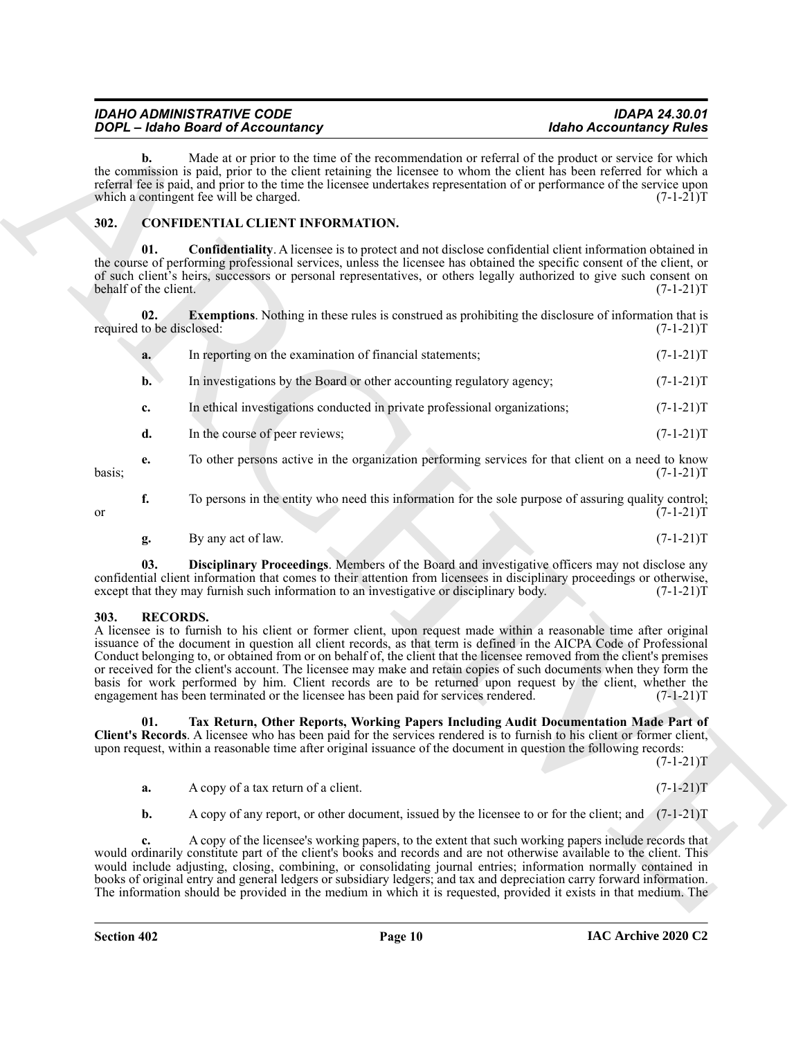**b.** Made at or prior to the time of the recommendation or referral of the product or service for which the commission is paid, prior to the client retaining the licensee to whom the client has been referred for which a referral fee is paid, and prior to the time the licensee undertakes representation of or performance of the service upon which a contingent fee will be charged. (7-1-21)T

## 302. CONFIDENTIAL CLIENT INFORMATION.

**01. Confidentiality**. A licensee is to protect and not disclose confidential client information obtained in the course of performing professional services, unless the licensee has obtained the specific consent of the client, or of such client's heirs, successors or personal representatives, or others legally authorized to give such consent on behalf of the client. (7-1-21)T

**02. Exemptions**. Nothing in these rules is construed as prohibiting the disclosure of information that is required to be disclosed: (7-1-21)T

**a.** In reporting on the examination of financial statements; (7-1-21)T

**b.** In investigations by the Board or other accounting regulatory agency; (7-1-21)T

**c.** In ethical investigations conducted in private professional organizations; (7-1-21)T

**d.** In the course of peer reviews; (7-1-21)T

**e.** To other persons active in the organization performing services for that client on a need to know basis; (7-1-21)T

**f.** To persons in the entity who need this information for the sole purpose of assuring quality control; or (7-1-21)T

**g.** By any act of law. (7-1-21)T

**03. Disciplinary Proceedings**. Members of the Board and investigative officers may not disclose any confidential client information that comes to their attention from licensees in disciplinary proceedings or otherwise, except that they may furnish such information to an investigative or disciplinary body. (7-1-21)T

## 303. RECORDS.

A licensee is to furnish to his client or former client, upon request made within a reasonable time after original issuance of the document in question all client records, as that term is defined in the AICPA Code of Professional Conduct belonging to, or obtained from or on behalf of, the client that the licensee removed from the client's premises or received for the client's account. The licensee may make and retain copies of such documents when they form the basis for work performed by him. Client records are to be returned upon request by the client, whether the engagement has been terminated or the licensee has been paid for services rendered. (7-1-21)T

**01. Tax Return, Other Reports, Working Papers Including Audit Documentation Made Part of Client's Records**. A licensee who has been paid for the services rendered is to furnish to his client or former client, upon request, within a reasonable time after original issuance of the document in question the following records: (7-1-21)T

**a.** A copy of a tax return of a client. (7-1-21)T

**b.** A copy of any report, or other document, issued by the licensee to or for the client; and (7-1-21)T

**c.** A copy of the licensee's working papers, to the extent that such working papers include records that would ordinarily constitute part of the client's books and records and are not otherwise available to the client. This would include adjusting, closing, combining, or consolidating journal entries; information normally contained in books of original entry and general ledgers or subsidiary ledgers; and tax and depreciation carry forward information. The information should be provided in the medium in which it is requested, provided it exists in that medium. The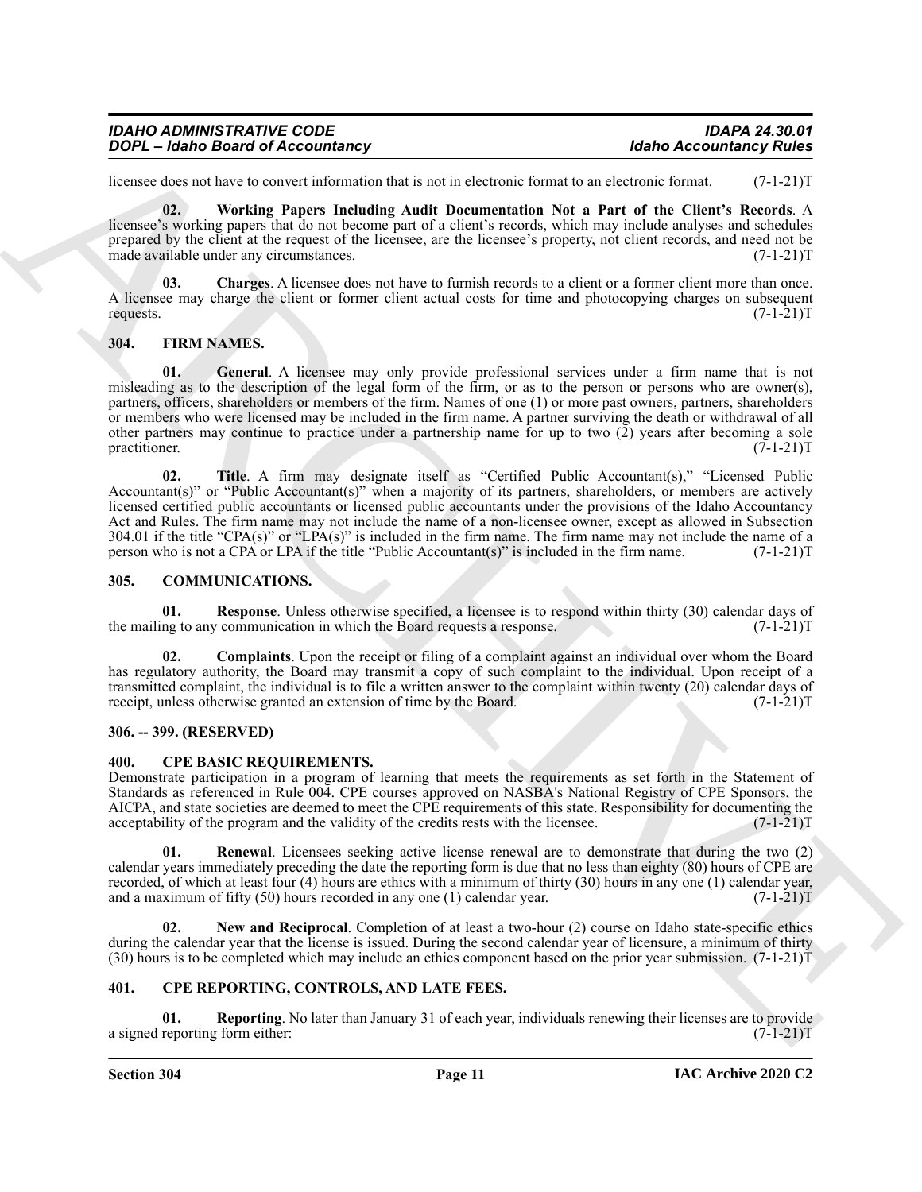licensee does not have to convert information that is not in electronic format to an electronic format. (7-1-21)T

**02. Working Papers Including Audit Documentation Not a Part of the Client's Records**. A licensee's working papers that do not become part of a client's records, which may include analyses and schedules prepared by the client at the request of the licensee, are the licensee's property, not client records, and need not be made available under any circumstances. (7-1-21)T

**03. Charges**. A licensee does not have to furnish records to a client or a former client more than once. A licensee may charge the client or former client actual costs for time and photocopying charges on subsequent requests. (7-1-21)T

## 304. FIRM NAMES.

**01. General**. A licensee may only provide professional services under a firm name that is not misleading as to the description of the legal form of the firm, or as to the person or persons who are owner(s), partners, officers, shareholders or members of the firm. Names of one (1) or more past owners, partners, shareholders or members who were licensed may be included in the firm name. A partner surviving the death or withdrawal of all other partners may continue to practice under a partnership name for up to two (2) years after becoming a sole practitioner. (7-1-21)T

**02. Title**. A firm may designate itself as "Certified Public Accountant(s)," "Licensed Public Accountant(s)" or "Public Accountant(s)" when a majority of its partners, shareholders, or members are actively licensed certified public accountants or licensed public accountants under the provisions of the Idaho Accountancy Act and Rules. The firm name may not include the name of a non-licensee owner, except as allowed in Subsection 304.01 if the title "CPA(s)" or "LPA(s)" is included in the firm name. The firm name may not include the name of a person who is not a CPA or LPA if the title "Public Accountant(s)" is included in the firm name. (7-1-21)T

## 305. COMMUNICATIONS.

**01. Response**. Unless otherwise specified, a licensee is to respond within thirty (30) calendar days of the mailing to any communication in which the Board requests a response. (7-1-21)T

**02. Complaints**. Upon the receipt or filing of a complaint against an individual over whom the Board has regulatory authority, the Board may transmit a copy of such complaint to the individual. Upon receipt of a transmitted complaint, the individual is to file a written answer to the complaint within twenty (20) calendar days of receipt, unless otherwise granted an extension of time by the Board. (7-1-21)T

## 306. -- 399. (RESERVED)

## 400. CPE BASIC REQUIREMENTS.

Demonstrate participation in a program of learning that meets the requirements as set forth in the Statement of Standards as referenced in Rule 004. CPE courses approved on NASBA's National Registry of CPE Sponsors, the AICPA, and state societies are deemed to meet the CPE requirements of this state. Responsibility for documenting the acceptability of the program and the validity of the credits rests with the licensee. (7-1-21)T

**01. Renewal**. Licensees seeking active license renewal are to demonstrate that during the two (2) calendar years immediately preceding the date the reporting form is due that no less than eighty (80) hours of CPE are recorded, of which at least four (4) hours are ethics with a minimum of thirty (30) hours in any one (1) calendar year, and a maximum of fifty (50) hours recorded in any one (1) calendar year. (7-1-21)T

**02. New and Reciprocal**. Completion of at least a two-hour (2) course on Idaho state-specific ethics during the calendar year that the license is issued. During the second calendar year of licensure, a minimum of thirty (30) hours is to be completed which may include an ethics component based on the prior year submission. (7-1-21)T

## 401. CPE REPORTING, CONTROLS, AND LATE FEES.

**01. Reporting**. No later than January 31 of each year, individuals renewing their licenses are to provide a signed reporting form either: (7-1-21)T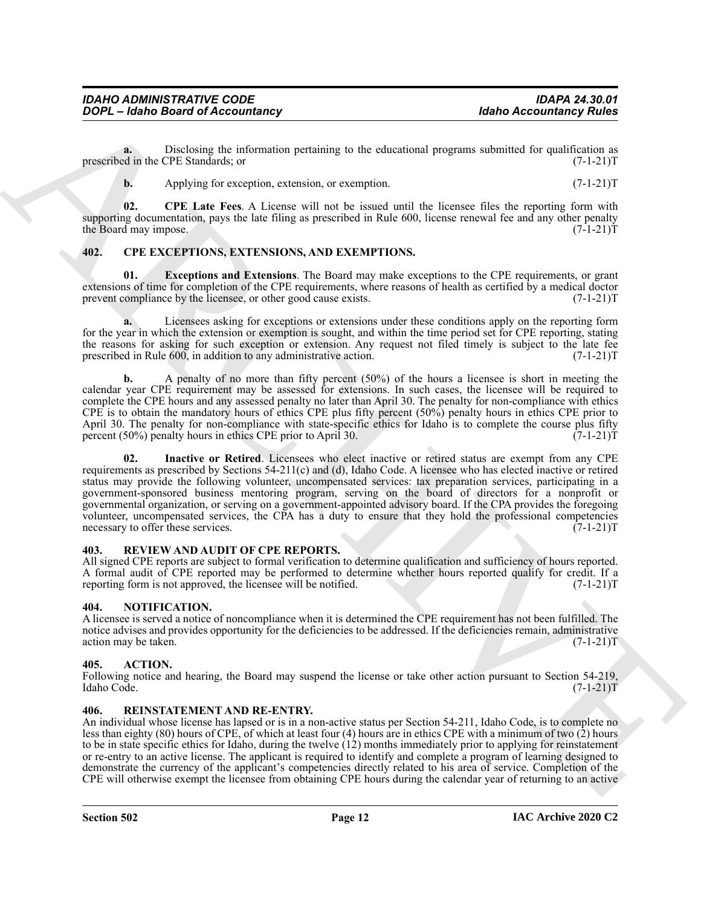**a.** Disclosing the information pertaining to the educational programs submitted for qualification as prescribed in the CPE Standards; or (7-1-21)T

**b.** Applying for exception, extension, or exemption. (7-1-21)T

**02. CPE Late Fees**. A License will not be issued until the licensee files the reporting form with supporting documentation, pays the late filing as prescribed in Rule 600, license renewal fee and any other penalty the Board may impose. (7-1-21)T

## 402. CPE EXCEPTIONS, EXTENSIONS, AND EXEMPTIONS.

**01. Exceptions and Extensions**. The Board may make exceptions to the CPE requirements, or grant extensions of time for completion of the CPE requirements, where reasons of health as certified by a medical doctor prevent compliance by the licensee, or other good cause exists. (7-1-21)T

**a.** Licensees asking for exceptions or extensions under these conditions apply on the reporting form for the year in which the extension or exemption is sought, and within the time period set for CPE reporting, stating the reasons for asking for such exception or extension. Any request not filed timely is subject to the late fee prescribed in Rule 600, in addition to any administrative action. (7-1-21)T

**b.** A penalty of no more than fifty percent (50%) of the hours a licensee is short in meeting the calendar year CPE requirement may be assessed for extensions. In such cases, the licensee will be required to complete the CPE hours and any assessed penalty no later than April 30. The penalty for non-compliance with ethics CPE is to obtain the mandatory hours of ethics CPE plus fifty percent (50%) penalty hours in ethics CPE prior to April 30. The penalty for non-compliance with state-specific ethics for Idaho is to complete the course plus fifty percent (50%) penalty hours in ethics CPE prior to April 30. (7-1-21)T

**02. Inactive or Retired**. Licensees who elect inactive or retired status are exempt from any CPE requirements as prescribed by Sections 54-211(c) and (d), Idaho Code. A licensee who has elected inactive or retired status may provide the following volunteer, uncompensated services: tax preparation services, participating in a government-sponsored business mentoring program, serving on the board of directors for a nonprofit or governmental organization, or serving on a government-appointed advisory board. If the CPA provides the foregoing volunteer, uncompensated services, the CPA has a duty to ensure that they hold the professional competencies necessary to offer these services. (7-1-21)T

## 403. REVIEW AND AUDIT OF CPE REPORTS.

All signed CPE reports are subject to formal verification to determine qualification and sufficiency of hours reported. A formal audit of CPE reported may be performed to determine whether hours reported qualify for credit. If a reporting form is not approved, the licensee will be notified. (7-1-21)T

## 404. NOTIFICATION.

A licensee is served a notice of noncompliance when it is determined the CPE requirement has not been fulfilled. The notice advises and provides opportunity for the deficiencies to be addressed. If the deficiencies remain, administrative action may be taken. (7-1-21)T

## 405. ACTION.

Following notice and hearing, the Board may suspend the license or take other action pursuant to Section 54-219, Idaho Code. (7-1-21)T

## 406. REINSTATEMENT AND RE-ENTRY.

An individual whose license has lapsed or is in a non-active status per Section 54-211, Idaho Code, is to complete no less than eighty (80) hours of CPE, of which at least four (4) hours are in ethics CPE with a minimum of two (2) hours to be in state specific ethics for Idaho, during the twelve (12) months immediately prior to applying for reinstatement or re-entry to an active license. The applicant is required to identify and complete a program of learning designed to demonstrate the currency of the applicant's competencies directly related to his area of service. Completion of the CPE will otherwise exempt the licensee from obtaining CPE hours during the calendar year of returning to an active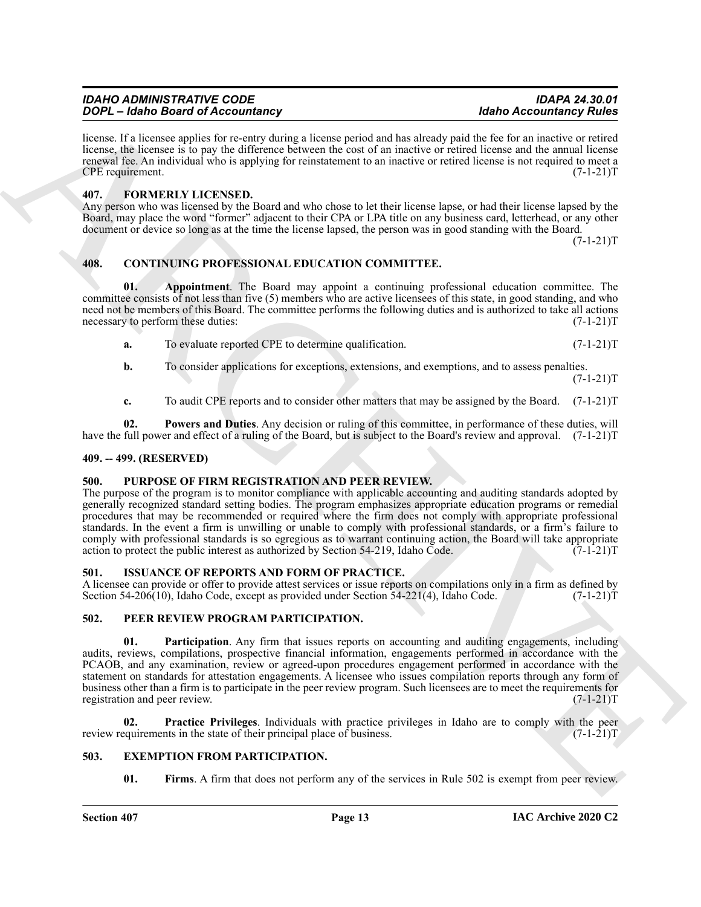license. If a licensee applies for re-entry during a license period and has already paid the fee for an inactive or retired license, the licensee is to pay the difference between the cost of an inactive or retired license and the annual license renewal fee. An individual who is applying for reinstatement to an inactive or retired license is not required to meet a CPE requirement. (7-1-21)T

## 407. FORMERLY LICENSED.

Any person who was licensed by the Board and who chose to let their license lapse, or had their license lapsed by the Board, may place the word "former" adjacent to their CPA or LPA title on any business card, letterhead, or any other document or device so long as at the time the license lapsed, the person was in good standing with the Board. (7-1-21)T

## 408. CONTINUING PROFESSIONAL EDUCATION COMMITTEE.

**01. Appointment**. The Board may appoint a continuing professional education committee. The committee consists of not less than five (5) members who are active licensees of this state, in good standing, and who need not be members of this Board. The committee performs the following duties and is authorized to take all actions necessary to perform these duties: (7-1-21)T

**a.** To evaluate reported CPE to determine qualification. (7-1-21)T

**b.** To consider applications for exceptions, extensions, and exemptions, and to assess penalties. (7-1-21)T

**c.** To audit CPE reports and to consider other matters that may be assigned by the Board. (7-1-21)T

**02. Powers and Duties**. Any decision or ruling of this committee, in performance of these duties, will have the full power and effect of a ruling of the Board, but is subject to the Board's review and approval. (7-1-21)T

## 409. -- 499. (RESERVED)

## 500. PURPOSE OF FIRM REGISTRATION AND PEER REVIEW.

The purpose of the program is to monitor compliance with applicable accounting and auditing standards adopted by generally recognized standard setting bodies. The program emphasizes appropriate education programs or remedial procedures that may be recommended or required where the firm does not comply with appropriate professional standards. In the event a firm is unwilling or unable to comply with professional standards, or a firm's failure to comply with professional standards is so egregious as to warrant continuing action, the Board will take appropriate action to protect the public interest as authorized by Section 54-219, Idaho Code. (7-1-21)T

## 501. ISSUANCE OF REPORTS AND FORM OF PRACTICE.

A licensee can provide or offer to provide attest services or issue reports on compilations only in a firm as defined by Section 54-206(10), Idaho Code, except as provided under Section 54-221(4), Idaho Code. (7-1-21)T

## 502. PEER REVIEW PROGRAM PARTICIPATION.

**01. Participation**. Any firm that issues reports on accounting and auditing engagements, including audits, reviews, compilations, prospective financial information, engagements performed in accordance with the PCAOB, and any examination, review or agreed-upon procedures engagement performed in accordance with the statement on standards for attestation engagements. A licensee who issues compilation reports through any form of business other than a firm is to participate in the peer review program. Such licensees are to meet the requirements for registration and peer review. (7-1-21)T

**02. Practice Privileges**. Individuals with practice privileges in Idaho are to comply with the peer review requirements in the state of their principal place of business. (7-1-21)T

## 503. EXEMPTION FROM PARTICIPATION.

**01. Firms**. A firm that does not perform any of the services in Rule 502 is exempt from peer review.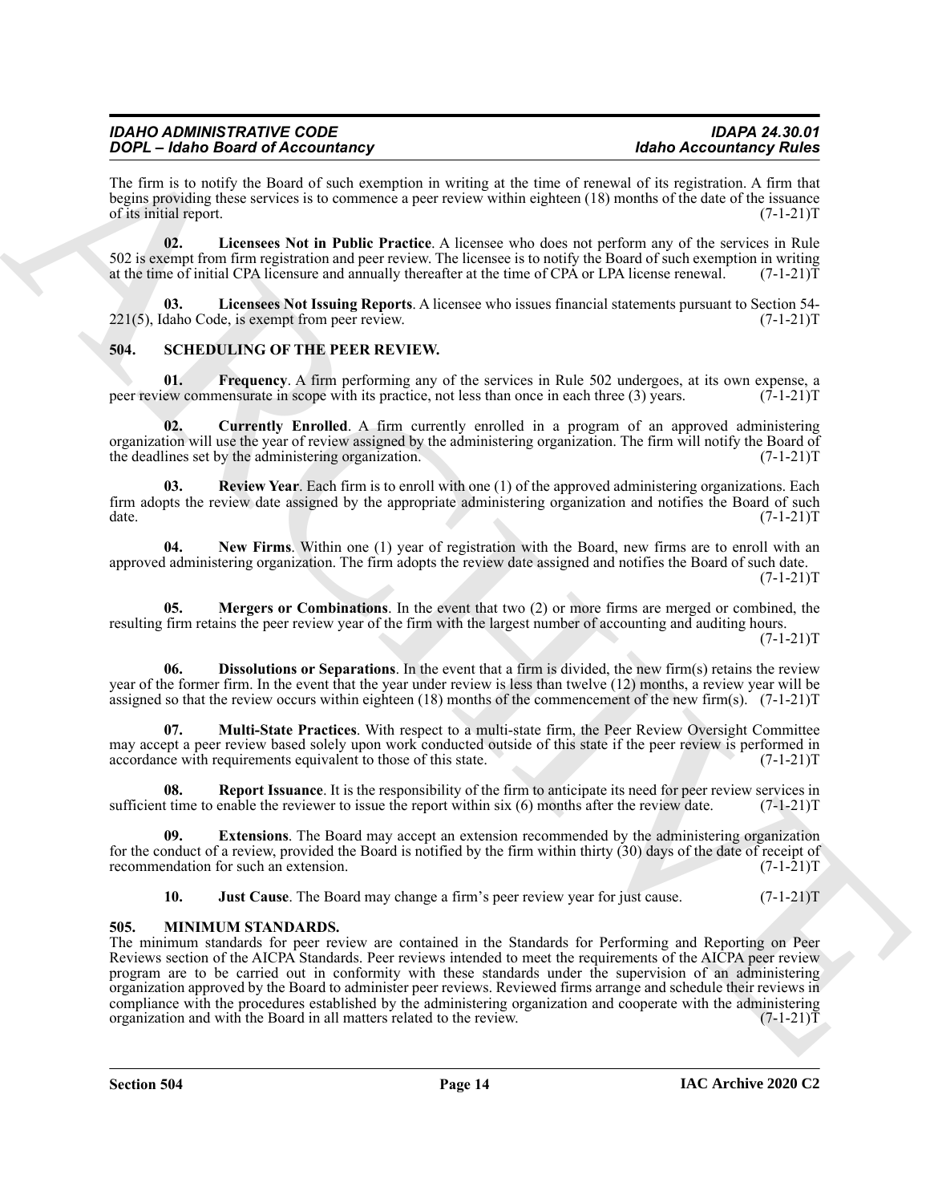The firm is to notify the Board of such exemption in writing at the time of renewal of its registration. A firm that begins providing these services is to commence a peer review within eighteen (18) months of the date of the issuance of its initial report. (7-1-21)T

**02. Licensees Not in Public Practice**. A licensee who does not perform any of the services in Rule 502 is exempt from firm registration and peer review. The licensee is to notify the Board of such exemption in writing at the time of initial CPA licensure and annually thereafter at the time of CPA or LPA license renewal. (7-1-21)T

**03. Licensees Not Issuing Reports**. A licensee who issues financial statements pursuant to Section 54-221(5), Idaho Code, is exempt from peer review. (7-1-21)T

## 504. SCHEDULING OF THE PEER REVIEW.

**01. Frequency**. A firm performing any of the services in Rule 502 undergoes, at its own expense, a peer review commensurate in scope with its practice, not less than once in each three (3) years. (7-1-21)T

**02. Currently Enrolled**. A firm currently enrolled in a program of an approved administering organization will use the year of review assigned by the administering organization. The firm will notify the Board of the deadlines set by the administering organization. (7-1-21)T

**03. Review Year**. Each firm is to enroll with one (1) of the approved administering organizations. Each firm adopts the review date assigned by the appropriate administering organization and notifies the Board of such date. (7-1-21)T

**04. New Firms**. Within one (1) year of registration with the Board, new firms are to enroll with an approved administering organization. The firm adopts the review date assigned and notifies the Board of such date. (7-1-21)T

**05. Mergers or Combinations**. In the event that two (2) or more firms are merged or combined, the resulting firm retains the peer review year of the firm with the largest number of accounting and auditing hours. (7-1-21)T

**06. Dissolutions or Separations**. In the event that a firm is divided, the new firm(s) retains the review year of the former firm. In the event that the year under review is less than twelve (12) months, a review year will be assigned so that the review occurs within eighteen (18) months of the commencement of the new firm(s). (7-1-21)T

**07. Multi-State Practices**. With respect to a multi-state firm, the Peer Review Oversight Committee may accept a peer review based solely upon work conducted outside of this state if the peer review is performed in accordance with requirements equivalent to those of this state. (7-1-21)T

**08. Report Issuance**. It is the responsibility of the firm to anticipate its need for peer review services in sufficient time to enable the reviewer to issue the report within six (6) months after the review date. (7-1-21)T

**09. Extensions**. The Board may accept an extension recommended by the administering organization for the conduct of a review, provided the Board is notified by the firm within thirty (30) days of the date of receipt of recommendation for such an extension. (7-1-21)T

**10. Just Cause**. The Board may change a firm's peer review year for just cause. (7-1-21)T

## 505. MINIMUM STANDARDS.

The minimum standards for peer review are contained in the Standards for Performing and Reporting on Peer Reviews section of the AICPA Standards. Peer reviews intended to meet the requirements of the AICPA peer review program are to be carried out in conformity with these standards under the supervision of an administering organization approved by the Board to administer peer reviews. Reviewed firms arrange and schedule their reviews in compliance with the procedures established by the administering organization and cooperate with the administering organization and with the Board in all matters related to the review. (7-1-21)T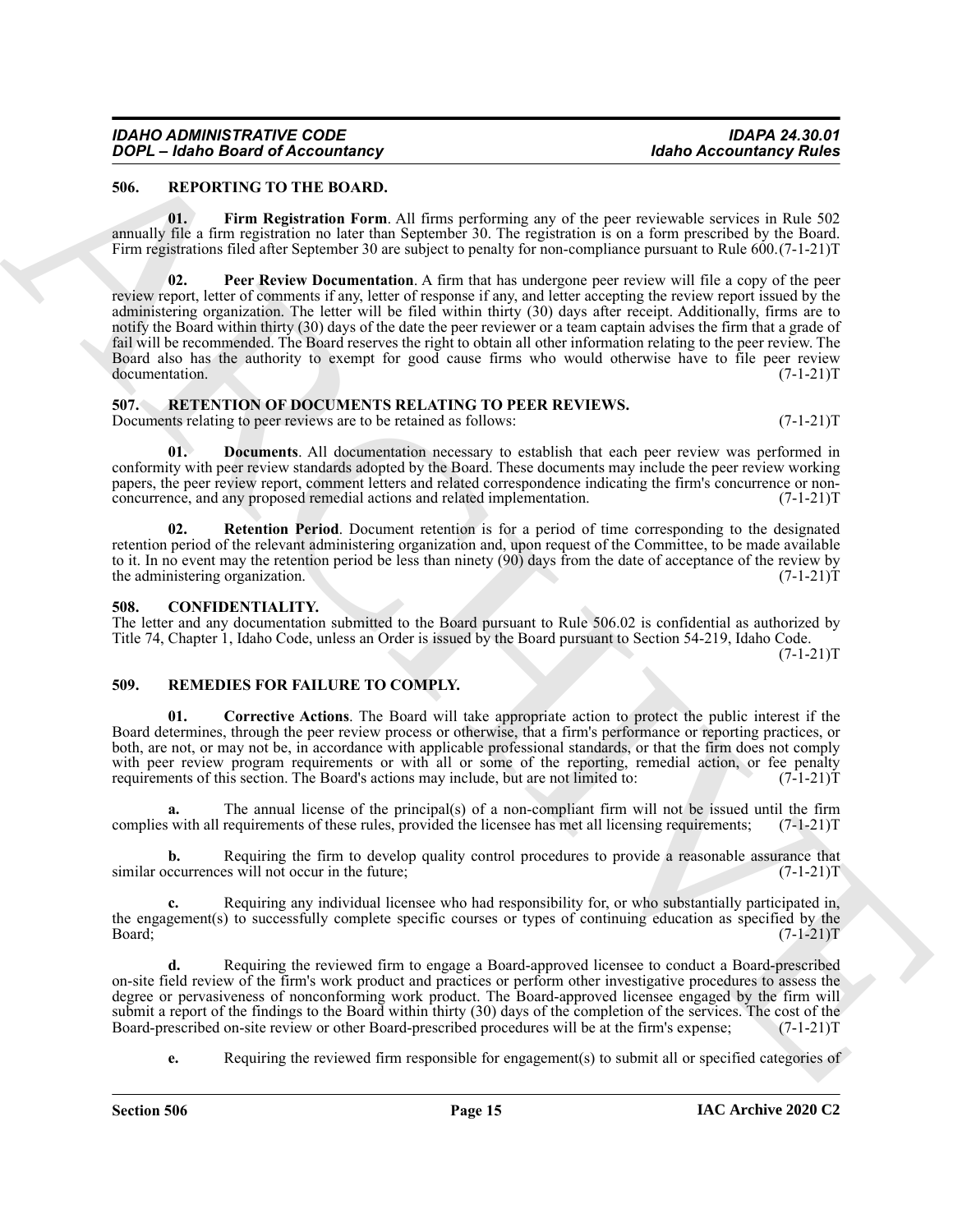## 506. REPORTING TO THE BOARD.

**01. Firm Registration Form**. All firms performing any of the peer reviewable services in Rule 502 annually file a firm registration no later than September 30. The registration is on a form prescribed by the Board. Firm registrations filed after September 30 are subject to penalty for non-compliance pursuant to Rule 600. (7-1-21)T

**02. Peer Review Documentation**. A firm that has undergone peer review will file a copy of the peer review report, letter of comments if any, letter of response if any, and letter accepting the review report issued by the administering organization. The letter will be filed within thirty (30) days after receipt. Additionally, firms are to notify the Board within thirty (30) days of the date the peer reviewer or a team captain advises the firm that a grade of fail will be recommended. The Board reserves the right to obtain all other information relating to the peer review. The Board also has the authority to exempt for good cause firms who would otherwise have to file peer review documentation. (7-1-21)T

## 507. RETENTION OF DOCUMENTS RELATING TO PEER REVIEWS.

Documents relating to peer reviews are to be retained as follows: (7-1-21)T

**01. Documents**. All documentation necessary to establish that each peer review was performed in conformity with peer review standards adopted by the Board. These documents may include the peer review working papers, the peer review report, comment letters and related correspondence indicating the firm's concurrence or non-concurrence, and any proposed remedial actions and related implementation. (7-1-21)T

**02. Retention Period**. Document retention is for a period of time corresponding to the designated retention period of the relevant administering organization and, upon request of the Committee, to be made available to it. In no event may the retention period be less than ninety (90) days from the date of acceptance of the review by the administering organization. (7-1-21)T

## 508. CONFIDENTIALITY.

The letter and any documentation submitted to the Board pursuant to Rule 506.02 is confidential as authorized by Title 74, Chapter 1, Idaho Code, unless an Order is issued by the Board pursuant to Section 54-219, Idaho Code. (7-1-21)T

## 509. REMEDIES FOR FAILURE TO COMPLY.

**01. Corrective Actions**. The Board will take appropriate action to protect the public interest if the Board determines, through the peer review process or otherwise, that a firm's performance or reporting practices, or both, are not, or may not be, in accordance with applicable professional standards, or that the firm does not comply with peer review program requirements or with all or some of the reporting, remedial action, or fee penalty requirements of this section. The Board's actions may include, but are not limited to: (7-1-21)T

**a.** The annual license of the principal(s) of a non-compliant firm will not be issued until the firm complies with all requirements of these rules, provided the licensee has met all licensing requirements; (7-1-21)T

**b.** Requiring the firm to develop quality control procedures to provide a reasonable assurance that similar occurrences will not occur in the future; (7-1-21)T

**c.** Requiring any individual licensee who had responsibility for, or who substantially participated in, the engagement(s) to successfully complete specific courses or types of continuing education as specified by the Board; (7-1-21)T

**d.** Requiring the reviewed firm to engage a Board-approved licensee to conduct a Board-prescribed on-site field review of the firm's work product and practices or perform other investigative procedures to assess the degree or pervasiveness of nonconforming work product. The Board-approved licensee engaged by the firm will submit a report of the findings to the Board within thirty (30) days of the completion of the services. The cost of the Board-prescribed on-site review or other Board-prescribed procedures will be at the firm's expense; (7-1-21)T

**e.** Requiring the reviewed firm responsible for engagement(s) to submit all or specified categories of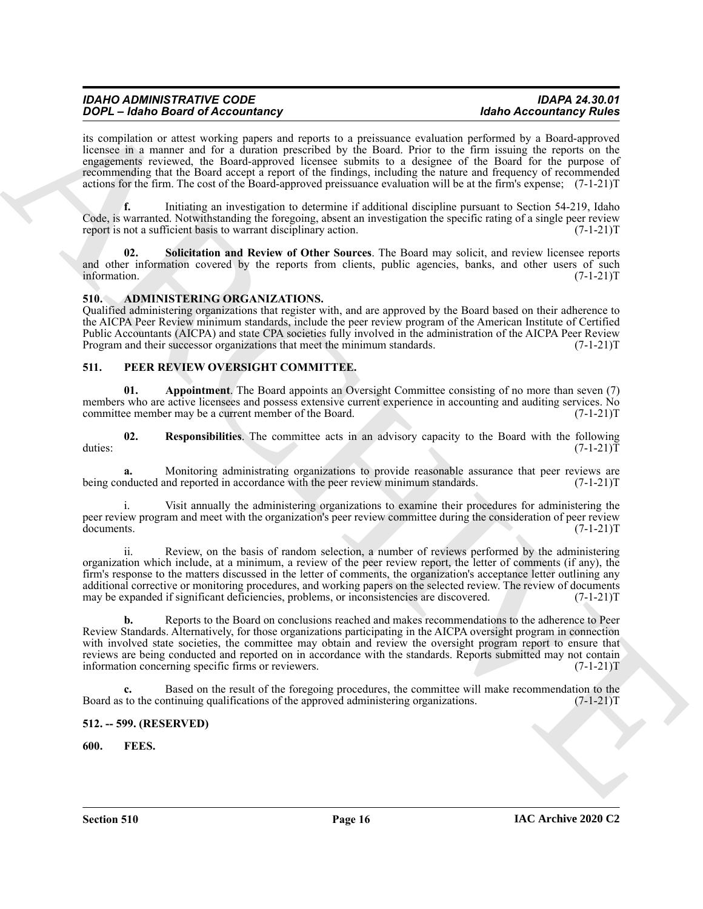its compilation or attest working papers and reports to a preissuance evaluation performed by a Board-approved licensee in a manner and for a duration prescribed by the Board. Prior to the firm issuing the reports on the engagements reviewed, the Board-approved licensee submits to a designee of the Board for the purpose of recommending that the Board accept a report of the findings, including the nature and frequency of recommended actions for the firm. The cost of the Board-approved preissuance evaluation will be at the firm's expense; (7-1-21)T

**f.** Initiating an investigation to determine if additional discipline pursuant to Section 54-219, Idaho Code, is warranted. Notwithstanding the foregoing, absent an investigation the specific rating of a single peer review report is not a sufficient basis to warrant disciplinary action. (7-1-21)T

**02. Solicitation and Review of Other Sources**. The Board may solicit, and review licensee reports and other information covered by the reports from clients, public agencies, banks, and other users of such information. (7-1-21)T

### 510. ADMINISTERING ORGANIZATIONS.

Qualified administering organizations that register with, and are approved by the Board based on their adherence to the AICPA Peer Review minimum standards, include the peer review program of the American Institute of Certified Public Accountants (AICPA) and state CPA societies fully involved in the administration of the AICPA Peer Review Program and their successor organizations that meet the minimum standards. (7-1-21)T

### 511. PEER REVIEW OVERSIGHT COMMITTEE.

**01. Appointment**. The Board appoints an Oversight Committee consisting of no more than seven (7) members who are active licensees and possess extensive current experience in accounting and auditing services. No committee member may be a current member of the Board. (7-1-21)T

**02. Responsibilities**. The committee acts in an advisory capacity to the Board with the following duties: (7-1-21)T

**a.** Monitoring administrating organizations to provide reasonable assurance that peer reviews are being conducted and reported in accordance with the peer review minimum standards. (7-1-21)T

i. Visit annually the administering organizations to examine their procedures for administering the peer review program and meet with the organization's peer review committee during the consideration of peer review documents. (7-1-21)T

ii. Review, on the basis of random selection, a number of reviews performed by the administering organization which include, at a minimum, a review of the peer review report, the letter of comments (if any), the firm's response to the matters discussed in the letter of comments, the organization's acceptance letter outlining any additional corrective or monitoring procedures, and working papers on the selected review. The review of documents may be expanded if significant deficiencies, problems, or inconsistencies are discovered. (7-1-21)T

**b.** Reports to the Board on conclusions reached and makes recommendations to the adherence to Peer Review Standards. Alternatively, for those organizations participating in the AICPA oversight program in connection with involved state societies, the committee may obtain and review the oversight program report to ensure that reviews are being conducted and reported on in accordance with the standards. Reports submitted may not contain information concerning specific firms or reviewers. (7-1-21)T

**c.** Based on the result of the foregoing procedures, the committee will make recommendation to the Board as to the continuing qualifications of the approved administering organizations. (7-1-21)T

### 512. -- 599. (RESERVED)

### 600. FEES.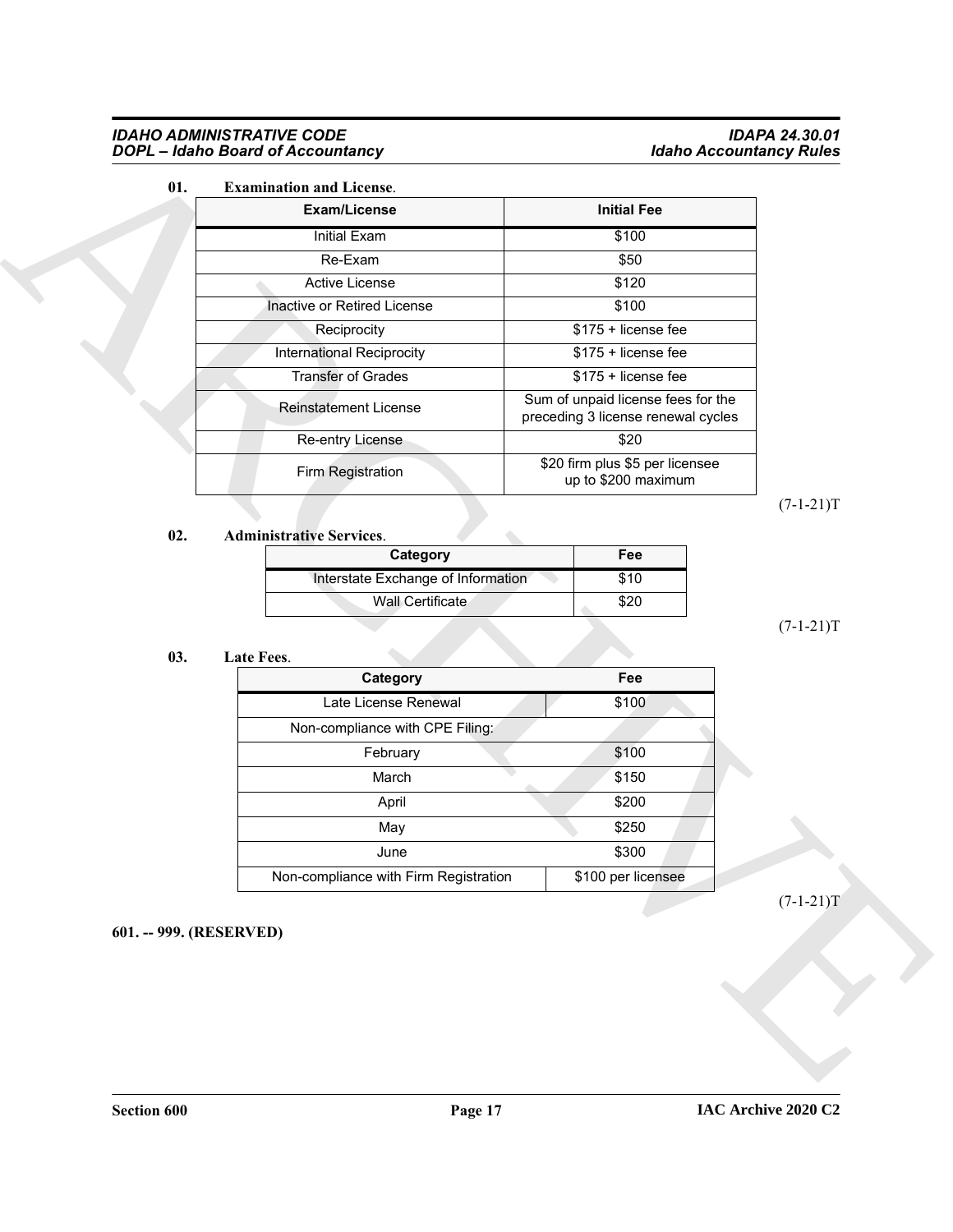**01. Examination and License**.

| Exam/License | Initial Fee |
|---|---|
| Initial Exam | $100 |
| Re-Exam | $50 |
| Active License | $120 |
| Inactive or Retired License | $100 |
| Reciprocity | $175 + license fee |
| International Reciprocity | $175 + license fee |
| Transfer of Grades | $175 + license fee |
| Reinstatement License | Sum of unpaid license fees for the preceding 3 license renewal cycles |
| Re-entry License | $20 |
| Firm Registration | $20 firm plus $5 per licensee up to $200 maximum |

(7-1-21)T

**02. Administrative Services**.

| Category | Fee |
|---|---|
| Interstate Exchange of Information | $10 |
| Wall Certificate | $20 |

(7-1-21)T

**03. Late Fees**.

| Category | Fee |
|---|---|
| Late License Renewal | $100 |
| Non-compliance with CPE Filing: | |
| February | $100 |
| March | $150 |
| April | $200 |
| May | $250 |
| June | $300 |
| Non-compliance with Firm Registration | $100 per licensee |

(7-1-21)T

**601. -- 999. (RESERVED)**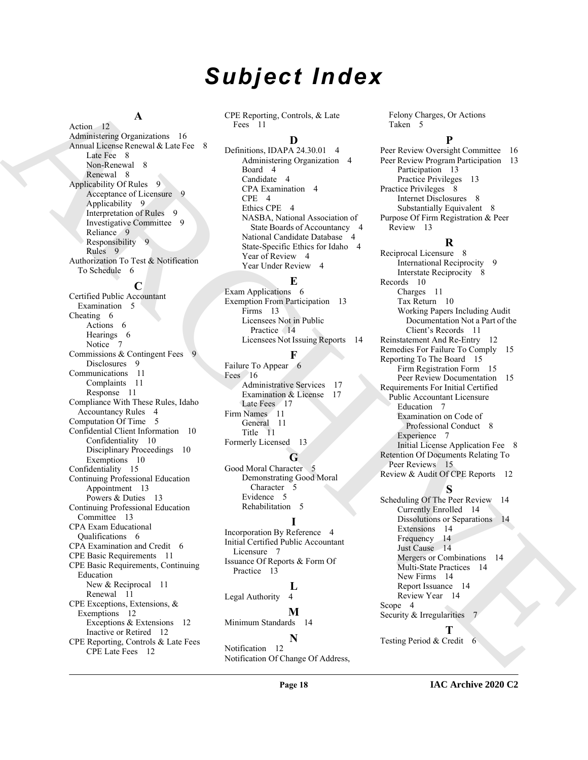# Subject Index

**A**

Action 12
Administering Organizations 16
Annual License Renewal & Late Fee 8
- Late Fee 8
- Non-Renewal 8
- Renewal 8

Applicability Of Rules 9
- Acceptance of Licensure 9
- Applicability 9
- Interpretation of Rules 9
- Investigative Committee 9
- Reliance 9
- Responsibility 9
- Rules 9

Authorization To Test & Notification To Schedule 6

**C**

Certified Public Accountant Examination 5
Cheating 6
- Actions 6
- Hearings 6
- Notice 7

Commissions & Contingent Fees 9
- Disclosures 9

Communications 11
- Complaints 11
- Response 11

Compliance With These Rules, Idaho Accountancy Rules 4
Computation Of Time 5
Confidential Client Information 10
- Confidentiality 10
- Disciplinary Proceedings 10
- Exemptions 10

Confidentiality 15
Continuing Professional Education
- Appointment 13
- Powers & Duties 13

Continuing Professional Education Committee 13
CPA Exam Educational Qualifications 6
CPA Examination and Credit 6
CPE Basic Requirements 11
CPE Basic Requirements, Continuing Education
- New & Reciprocal 11
- Renewal 11

CPE Exceptions, Extensions, & Exemptions 12
- Exceptions & Extensions 12
- Inactive or Retired 12

CPE Reporting, Controls & Late Fees
- CPE Late Fees 12

CPE Reporting, Controls, & Late Fees 11

**D**

Definitions, IDAPA 24.30.01 4
- Administering Organization 4
- Board 4
- Candidate 4
- CPA Examination 4
- CPE 4
- Ethics CPE 4
- NASBA, National Association of State Boards of Accountancy 4
- National Candidate Database 4
- State-Specific Ethics for Idaho 4
- Year of Review 4
- Year Under Review 4

**E**

Exam Applications 6
Exemption From Participation 13
- Firms 13
- Licensees Not in Public Practice 14
- Licensees Not Issuing Reports 14

**F**

Failure To Appear 6
Fees 16
- Administrative Services 17
- Examination & License 17
- Late Fees 17

Firm Names 11
- General 11
- Title 11

Formerly Licensed 13

**G**

Good Moral Character 5
- Demonstrating Good Moral Character 5
- Evidence 5
- Rehabilitation 5

**I**

Incorporation By Reference 4
Initial Certified Public Accountant Licensure 7
Issuance Of Reports & Form Of Practice 13

**L**

Legal Authority 4

**M**

Minimum Standards 14

**N**

Notification 12
Notification Of Change Of Address, Felony Charges, Or Actions Taken 5

**P**

Peer Review Oversight Committee 16
Peer Review Program Participation 13
- Participation 13
- Practice Privileges 13

Practice Privileges 8
- Internet Disclosures 8
- Substantially Equivalent 8

Purpose Of Firm Registration & Peer Review 13

**R**

Reciprocal Licensure 8
- International Reciprocity 9
- Interstate Reciprocity 8

Records 10
- Charges 11
- Tax Return 10
- Working Papers Including Audit Documentation Not a Part of the Client's Records 11

Reinstatement And Re-Entry 12
Remedies For Failure To Comply 15
Reporting To The Board 15
- Firm Registration Form 15
- Peer Review Documentation 15

Requirements For Initial Certified Public Accountant Licensure
- Education 7
- Examination on Code of Professional Conduct 8
- Experience 7
- Initial License Application Fee 8

Retention Of Documents Relating To Peer Reviews 15
Review & Audit Of CPE Reports 12

**S**

Scheduling Of The Peer Review 14
- Currently Enrolled 14
- Dissolutions or Separations 14
- Extensions 14
- Frequency 14
- Just Cause 14
- Mergers or Combinations 14
- Multi-State Practices 14
- New Firms 14
- Report Issuance 14
- Review Year 14

Scope 4
Security & Irregularities 7

**T**

Testing Period & Credit 6